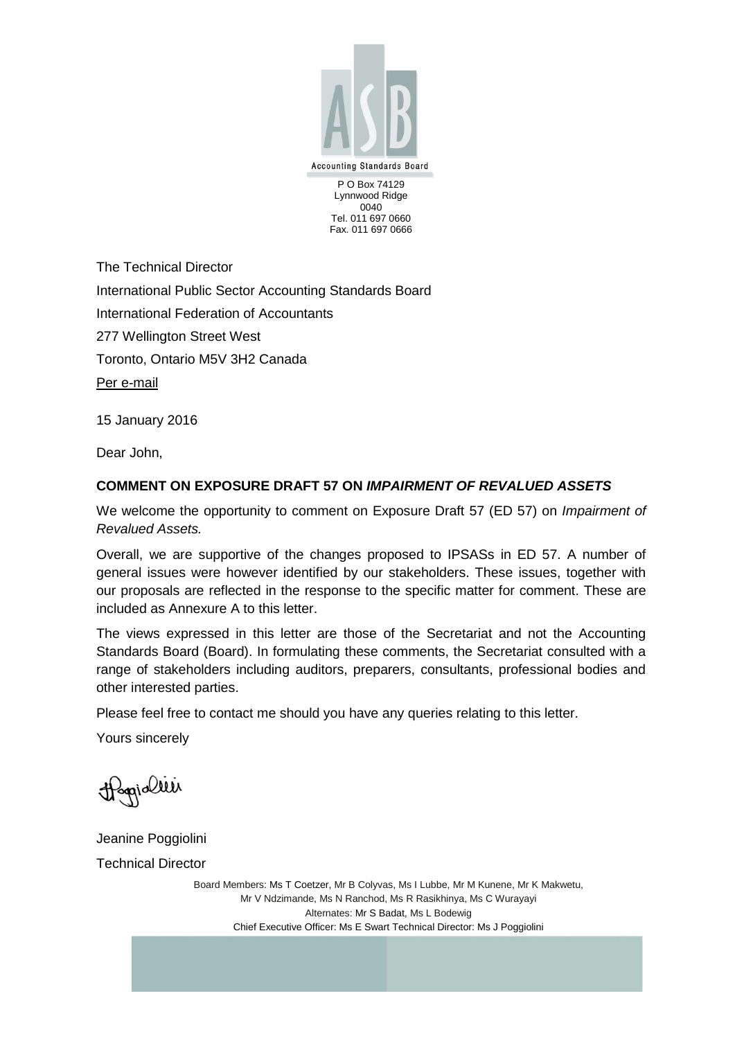Accounting Standards Board

P O Box 74129
Lynnwood Ridge
0040
Tel. 011 697 0660
Fax. 011 697 0666

The Technical Director

International Public Sector Accounting Standards Board

International Federation of Accountants

277 Wellington Street West

Toronto, Ontario M5V 3H2 Canada

Per e-mail

15 January 2016

Dear John,

**COMMENT ON EXPOSURE DRAFT 57 ON *IMPAIRMENT OF REVALUED ASSETS***

We welcome the opportunity to comment on Exposure Draft 57 (ED 57) on *Impairment of Revalued Assets.*

Overall, we are supportive of the changes proposed to IPSASs in ED 57. A number of general issues were however identified by our stakeholders. These issues, together with our proposals are reflected in the response to the specific matter for comment. These are included as Annexure A to this letter.

The views expressed in this letter are those of the Secretariat and not the Accounting Standards Board (Board). In formulating these comments, the Secretariat consulted with a range of stakeholders including auditors, preparers, consultants, professional bodies and other interested parties.

Please feel free to contact me should you have any queries relating to this letter.

Yours sincerely

Jeanine Poggiolini

Technical Director

Board Members: Ms T Coetzer, Mr B Colyvas, Ms I Lubbe, Mr M Kunene, Mr K Makwetu, Mr V Ndzimande, Ms N Ranchod, Ms R Rasikhinya, Ms C Wurayayi
Alternates: Mr S Badat, Ms L Bodewig
Chief Executive Officer: Ms E Swart Technical Director: Ms J Poggiolini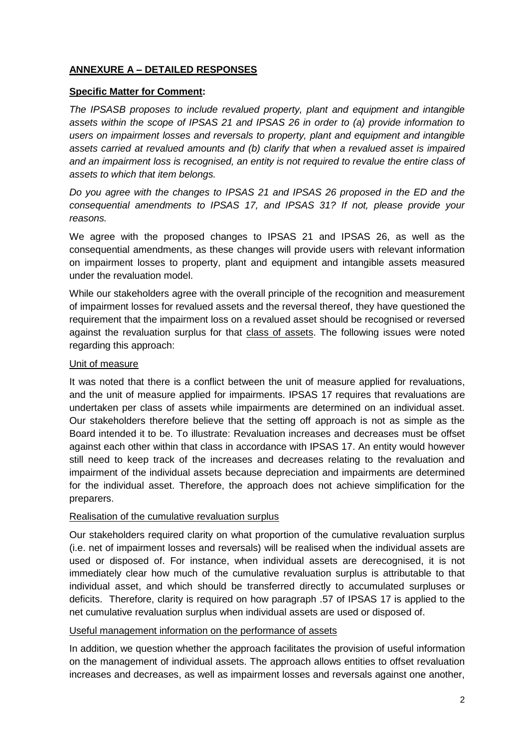## ANNEXURE A – DETAILED RESPONSES

**Specific Matter for Comment:**

*The IPSASB proposes to include revalued property, plant and equipment and intangible assets within the scope of IPSAS 21 and IPSAS 26 in order to (a) provide information to users on impairment losses and reversals to property, plant and equipment and intangible assets carried at revalued amounts and (b) clarify that when a revalued asset is impaired and an impairment loss is recognised, an entity is not required to revalue the entire class of assets to which that item belongs.*

*Do you agree with the changes to IPSAS 21 and IPSAS 26 proposed in the ED and the consequential amendments to IPSAS 17, and IPSAS 31? If not, please provide your reasons.*

We agree with the proposed changes to IPSAS 21 and IPSAS 26, as well as the consequential amendments, as these changes will provide users with relevant information on impairment losses to property, plant and equipment and intangible assets measured under the revaluation model.

While our stakeholders agree with the overall principle of the recognition and measurement of impairment losses for revalued assets and the reversal thereof, they have questioned the requirement that the impairment loss on a revalued asset should be recognised or reversed against the revaluation surplus for that <u>class of assets</u>. The following issues were noted regarding this approach:

<u>Unit of measure</u>

It was noted that there is a conflict between the unit of measure applied for revaluations, and the unit of measure applied for impairments. IPSAS 17 requires that revaluations are undertaken per class of assets while impairments are determined on an individual asset. Our stakeholders therefore believe that the setting off approach is not as simple as the Board intended it to be. To illustrate: Revaluation increases and decreases must be offset against each other within that class in accordance with IPSAS 17. An entity would however still need to keep track of the increases and decreases relating to the revaluation and impairment of the individual assets because depreciation and impairments are determined for the individual asset. Therefore, the approach does not achieve simplification for the preparers.

<u>Realisation of the cumulative revaluation surplus</u>

Our stakeholders required clarity on what proportion of the cumulative revaluation surplus (i.e. net of impairment losses and reversals) will be realised when the individual assets are used or disposed of. For instance, when individual assets are derecognised, it is not immediately clear how much of the cumulative revaluation surplus is attributable to that individual asset, and which should be transferred directly to accumulated surpluses or deficits. Therefore, clarity is required on how paragraph .57 of IPSAS 17 is applied to the net cumulative revaluation surplus when individual assets are used or disposed of.

<u>Useful management information on the performance of assets</u>

In addition, we question whether the approach facilitates the provision of useful information on the management of individual assets. The approach allows entities to offset revaluation increases and decreases, as well as impairment losses and reversals against one another,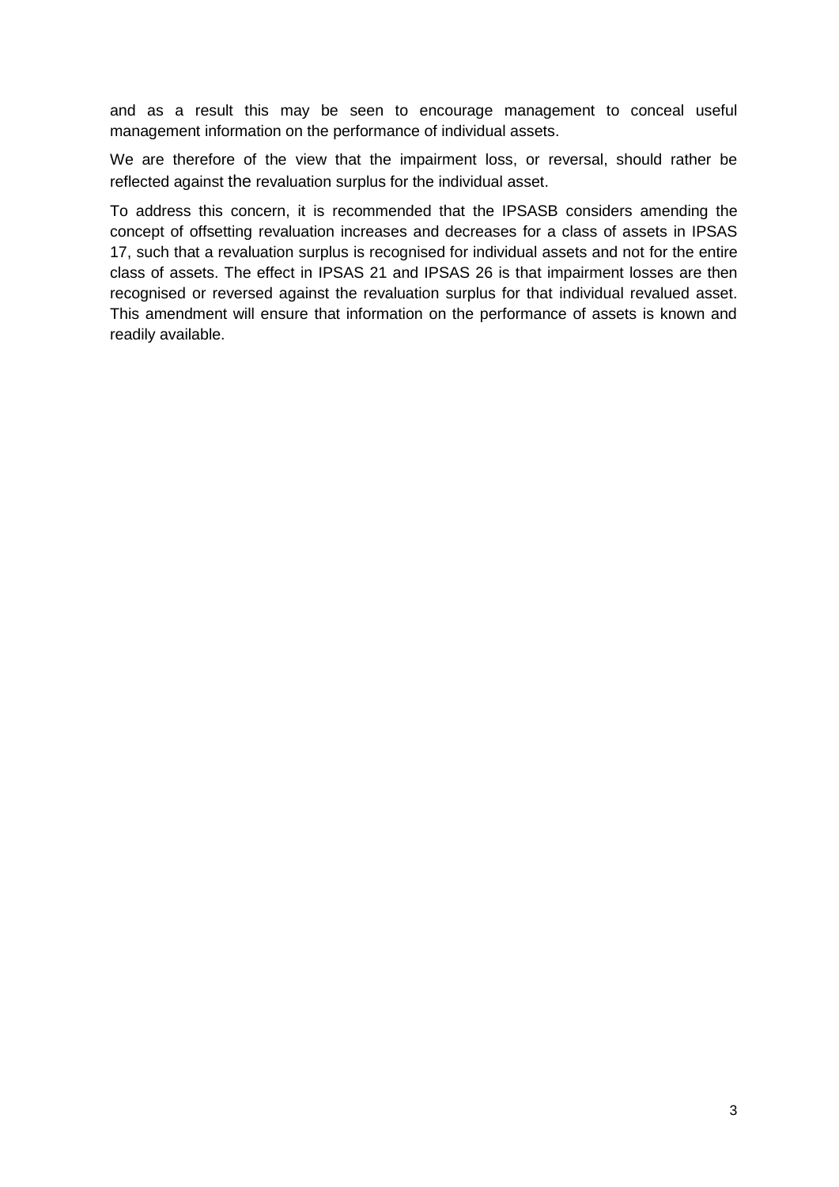and as a result this may be seen to encourage management to conceal useful management information on the performance of individual assets.

We are therefore of the view that the impairment loss, or reversal, should rather be reflected against the revaluation surplus for the individual asset.

To address this concern, it is recommended that the IPSASB considers amending the concept of offsetting revaluation increases and decreases for a class of assets in IPSAS 17, such that a revaluation surplus is recognised for individual assets and not for the entire class of assets. The effect in IPSAS 21 and IPSAS 26 is that impairment losses are then recognised or reversed against the revaluation surplus for that individual revalued asset. This amendment will ensure that information on the performance of assets is known and readily available.